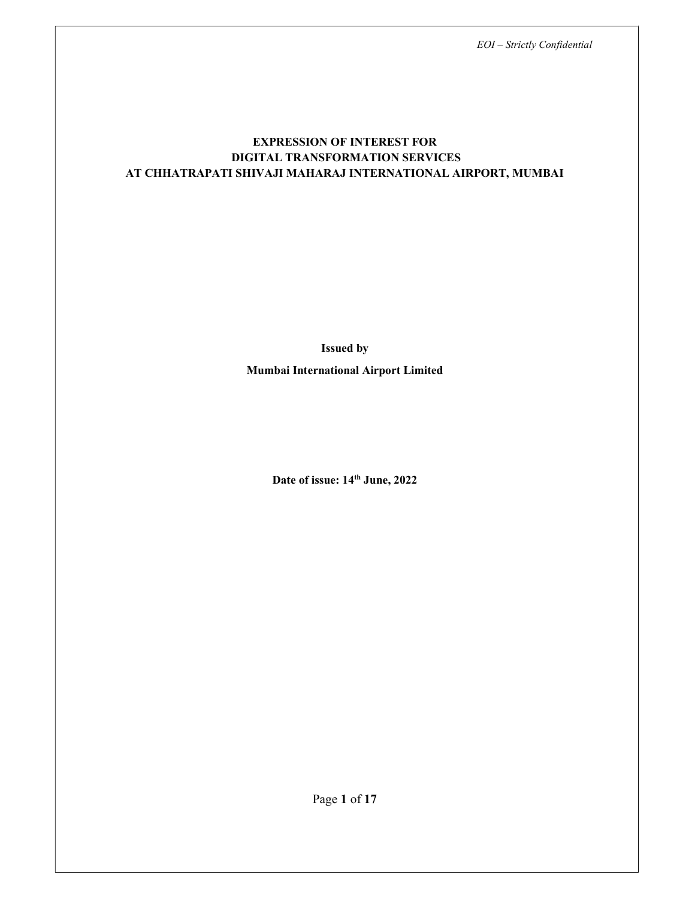# EXPRESSION OF INTEREST FOR DIGITAL TRANSFORMATION SERVICES AT CHHATRAPATI SHIVAJI MAHARAJ INTERNATIONAL AIRPORT, MUMBAI

**Issued by**

**Mumbai International Airport Limited**

**Date of issue: 14th June, 2022**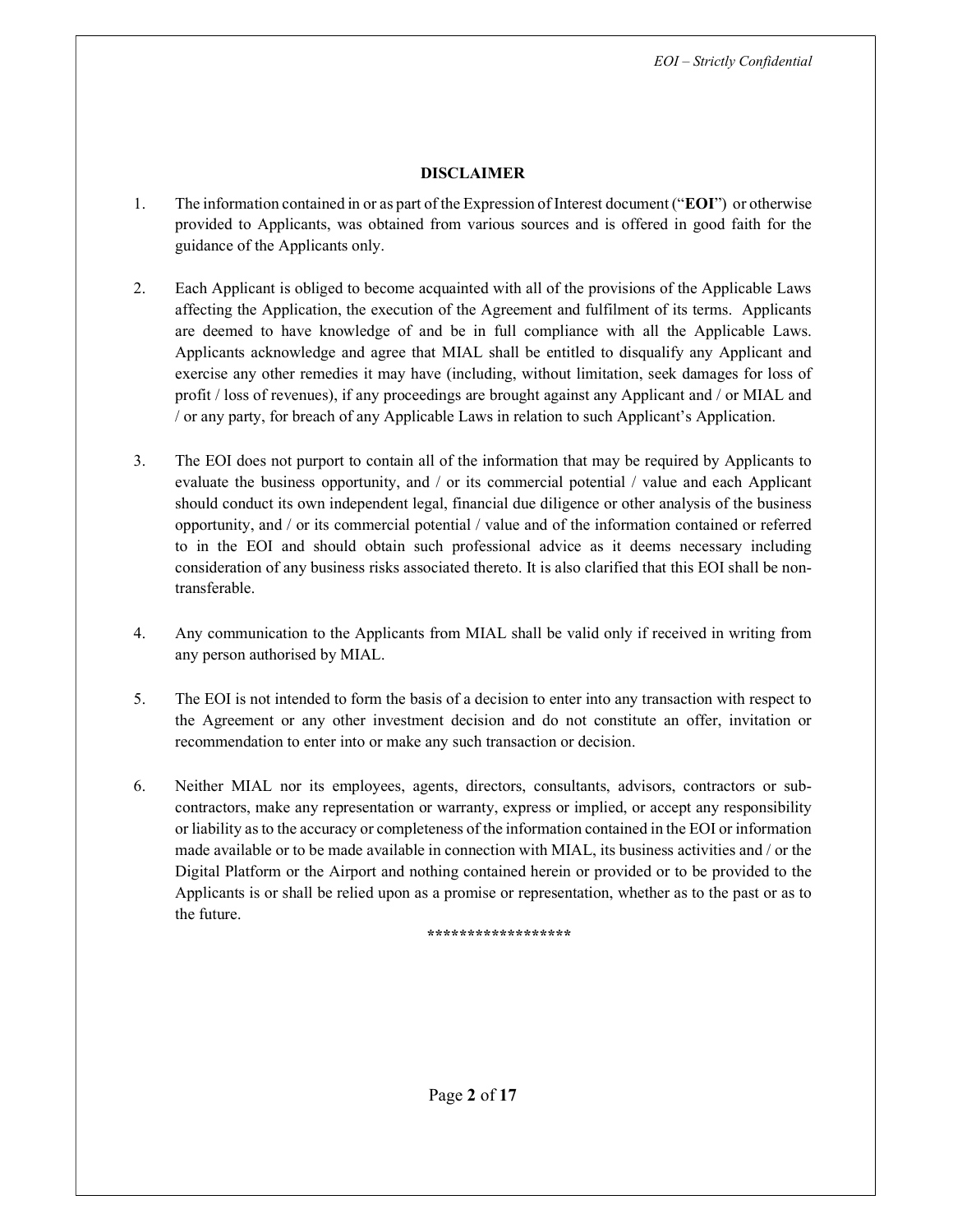## DISCLAIMER

1. The information contained in or as part of the Expression of Interest document ("**EOI**") or otherwise provided to Applicants, was obtained from various sources and is offered in good faith for the guidance of the Applicants only.

2. Each Applicant is obliged to become acquainted with all of the provisions of the Applicable Laws affecting the Application, the execution of the Agreement and fulfilment of its terms. Applicants are deemed to have knowledge of and be in full compliance with all the Applicable Laws. Applicants acknowledge and agree that MIAL shall be entitled to disqualify any Applicant and exercise any other remedies it may have (including, without limitation, seek damages for loss of profit / loss of revenues), if any proceedings are brought against any Applicant and / or MIAL and / or any party, for breach of any Applicable Laws in relation to such Applicant's Application.

3. The EOI does not purport to contain all of the information that may be required by Applicants to evaluate the business opportunity, and / or its commercial potential / value and each Applicant should conduct its own independent legal, financial due diligence or other analysis of the business opportunity, and / or its commercial potential / value and of the information contained or referred to in the EOI and should obtain such professional advice as it deems necessary including consideration of any business risks associated thereto. It is also clarified that this EOI shall be non-transferable.

4. Any communication to the Applicants from MIAL shall be valid only if received in writing from any person authorised by MIAL.

5. The EOI is not intended to form the basis of a decision to enter into any transaction with respect to the Agreement or any other investment decision and do not constitute an offer, invitation or recommendation to enter into or make any such transaction or decision.

6. Neither MIAL nor its employees, agents, directors, consultants, advisors, contractors or sub-contractors, make any representation or warranty, express or implied, or accept any responsibility or liability as to the accuracy or completeness of the information contained in the EOI or information made available or to be made available in connection with MIAL, its business activities and / or the Digital Platform or the Airport and nothing contained herein or provided or to be provided to the Applicants is or shall be relied upon as a promise or representation, whether as to the past or as to the future.

******************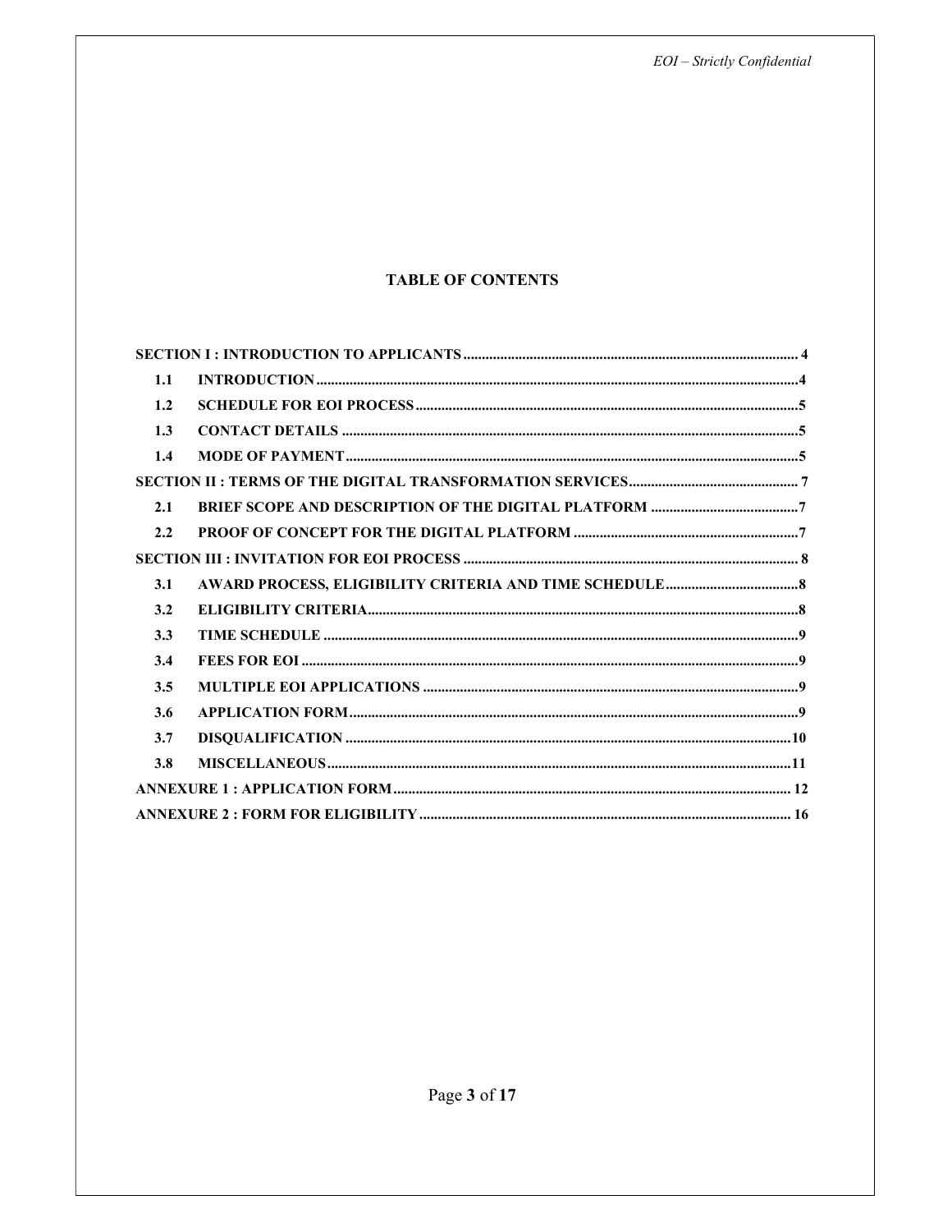## TABLE OF CONTENTS

| | | |
|---|---|---|
| **SECTION I : INTRODUCTION TO APPLICANTS** | | **4** |
| **1.1** | **INTRODUCTION** | **4** |
| **1.2** | **SCHEDULE FOR EOI PROCESS** | **5** |
| **1.3** | **CONTACT DETAILS** | **5** |
| **1.4** | **MODE OF PAYMENT** | **5** |
| **SECTION II : TERMS OF THE DIGITAL TRANSFORMATION SERVICES** | | **7** |
| **2.1** | **BRIEF SCOPE AND DESCRIPTION OF THE DIGITAL PLATFORM** | **7** |
| **2.2** | **PROOF OF CONCEPT FOR THE DIGITAL PLATFORM** | **7** |
| **SECTION III : INVITATION FOR EOI PROCESS** | | **8** |
| **3.1** | **AWARD PROCESS, ELIGIBILITY CRITERIA AND TIME SCHEDULE** | **8** |
| **3.2** | **ELIGIBILITY CRITERIA** | **8** |
| **3.3** | **TIME SCHEDULE** | **9** |
| **3.4** | **FEES FOR EOI** | **9** |
| **3.5** | **MULTIPLE EOI APPLICATIONS** | **9** |
| **3.6** | **APPLICATION FORM** | **9** |
| **3.7** | **DISQUALIFICATION** | **10** |
| **3.8** | **MISCELLANEOUS** | **11** |
| **ANNEXURE 1 : APPLICATION FORM** | | **12** |
| **ANNEXURE 2 : FORM FOR ELIGIBILITY** | | **16** |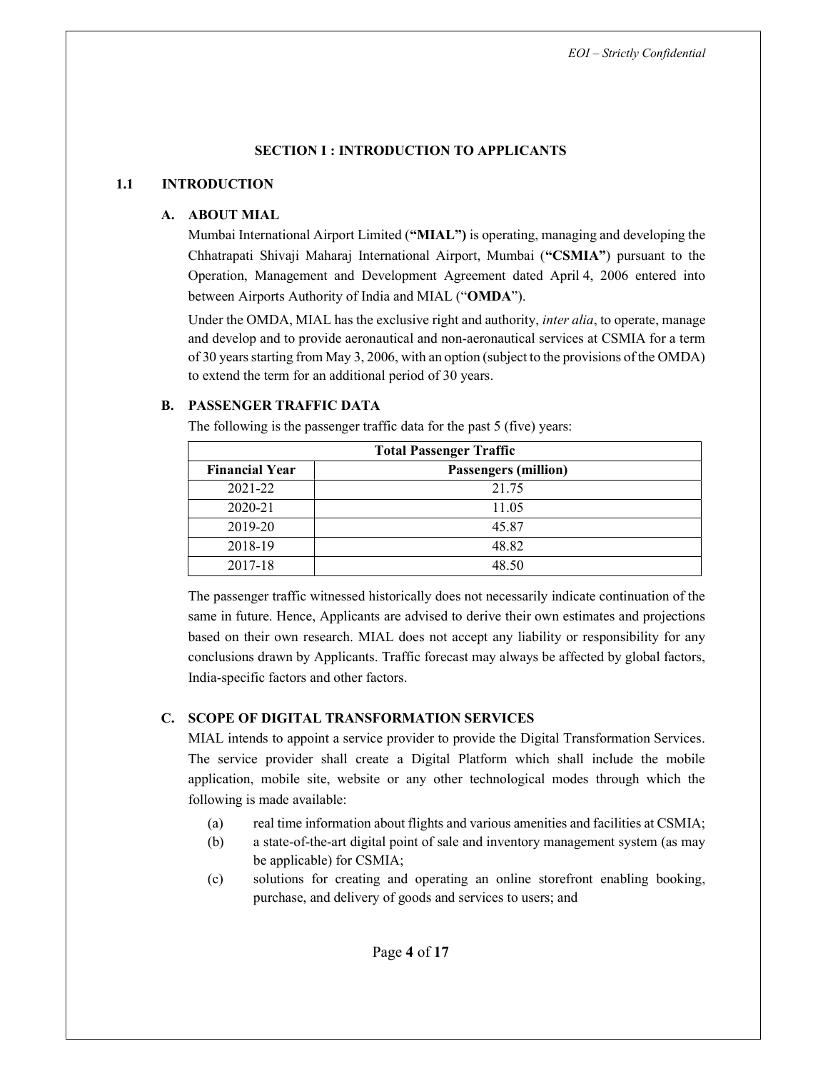## SECTION I : INTRODUCTION TO APPLICANTS

### 1.1 INTRODUCTION

#### A. ABOUT MIAL

Mumbai International Airport Limited (**"MIAL")** is operating, managing and developing the Chhatrapati Shivaji Maharaj International Airport, Mumbai (**"CSMIA"**) pursuant to the Operation, Management and Development Agreement dated April 4, 2006 entered into between Airports Authority of India and MIAL ("**OMDA**").

Under the OMDA, MIAL has the exclusive right and authority, *inter alia*, to operate, manage and develop and to provide aeronautical and non-aeronautical services at CSMIA for a term of 30 years starting from May 3, 2006, with an option (subject to the provisions of the OMDA) to extend the term for an additional period of 30 years.

#### B. PASSENGER TRAFFIC DATA

The following is the passenger traffic data for the past 5 (five) years:

| **Total Passenger Traffic** | |
|---|---|
| **Financial Year** | **Passengers (million)** |
| 2021-22 | 21.75 |
| 2020-21 | 11.05 |
| 2019-20 | 45.87 |
| 2018-19 | 48.82 |
| 2017-18 | 48.50 |

The passenger traffic witnessed historically does not necessarily indicate continuation of the same in future. Hence, Applicants are advised to derive their own estimates and projections based on their own research. MIAL does not accept any liability or responsibility for any conclusions drawn by Applicants. Traffic forecast may always be affected by global factors, India-specific factors and other factors.

#### C. SCOPE OF DIGITAL TRANSFORMATION SERVICES

MIAL intends to appoint a service provider to provide the Digital Transformation Services. The service provider shall create a Digital Platform which shall include the mobile application, mobile site, website or any other technological modes through which the following is made available:

(a) real time information about flights and various amenities and facilities at CSMIA;

(b) a state-of-the-art digital point of sale and inventory management system (as may be applicable) for CSMIA;

(c) solutions for creating and operating an online storefront enabling booking, purchase, and delivery of goods and services to users; and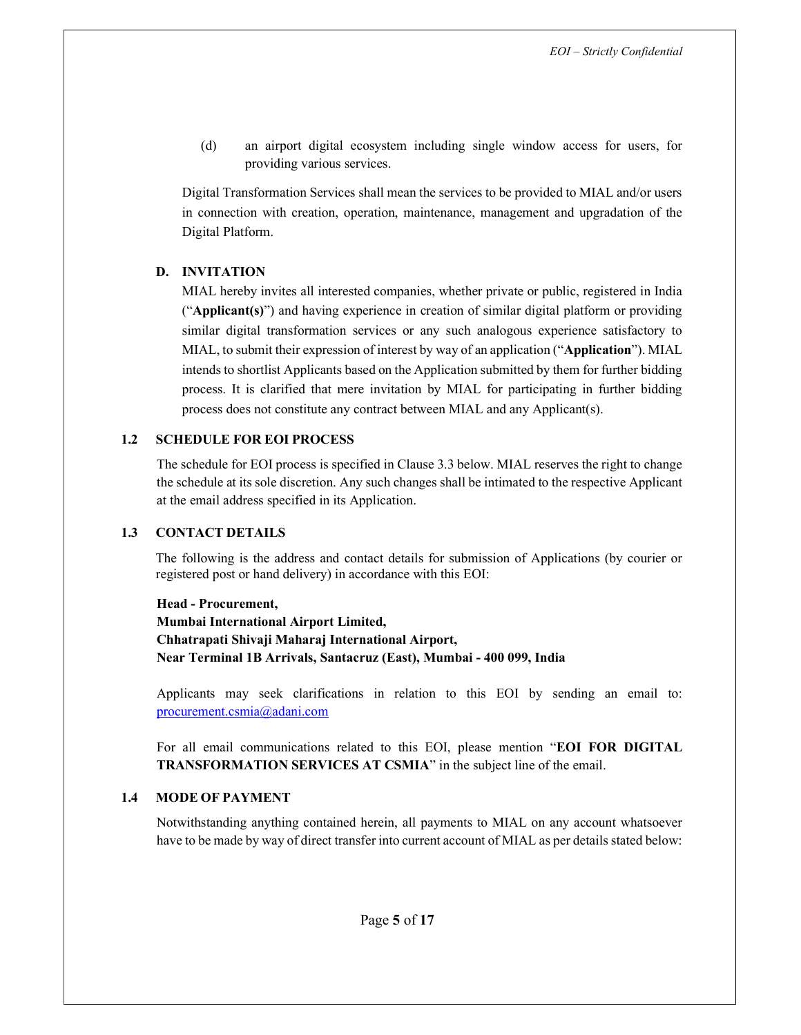(d) an airport digital ecosystem including single window access for users, for providing various services.

Digital Transformation Services shall mean the services to be provided to MIAL and/or users in connection with creation, operation, maintenance, management and upgradation of the Digital Platform.

### D. INVITATION

MIAL hereby invites all interested companies, whether private or public, registered in India ("**Applicant(s)**") and having experience in creation of similar digital platform or providing similar digital transformation services or any such analogous experience satisfactory to MIAL, to submit their expression of interest by way of an application ("**Application**"). MIAL intends to shortlist Applicants based on the Application submitted by them for further bidding process. It is clarified that mere invitation by MIAL for participating in further bidding process does not constitute any contract between MIAL and any Applicant(s).

## 1.2 SCHEDULE FOR EOI PROCESS

The schedule for EOI process is specified in Clause 3.3 below. MIAL reserves the right to change the schedule at its sole discretion. Any such changes shall be intimated to the respective Applicant at the email address specified in its Application.

## 1.3 CONTACT DETAILS

The following is the address and contact details for submission of Applications (by courier or registered post or hand delivery) in accordance with this EOI:

**Head - Procurement,**
**Mumbai International Airport Limited,**
**Chhatrapati Shivaji Maharaj International Airport,**
**Near Terminal 1B Arrivals, Santacruz (East), Mumbai - 400 099, India**

Applicants may seek clarifications in relation to this EOI by sending an email to: procurement.csmia@adani.com

For all email communications related to this EOI, please mention "**EOI FOR DIGITAL TRANSFORMATION SERVICES AT CSMIA**" in the subject line of the email.

## 1.4 MODE OF PAYMENT

Notwithstanding anything contained herein, all payments to MIAL on any account whatsoever have to be made by way of direct transfer into current account of MIAL as per details stated below: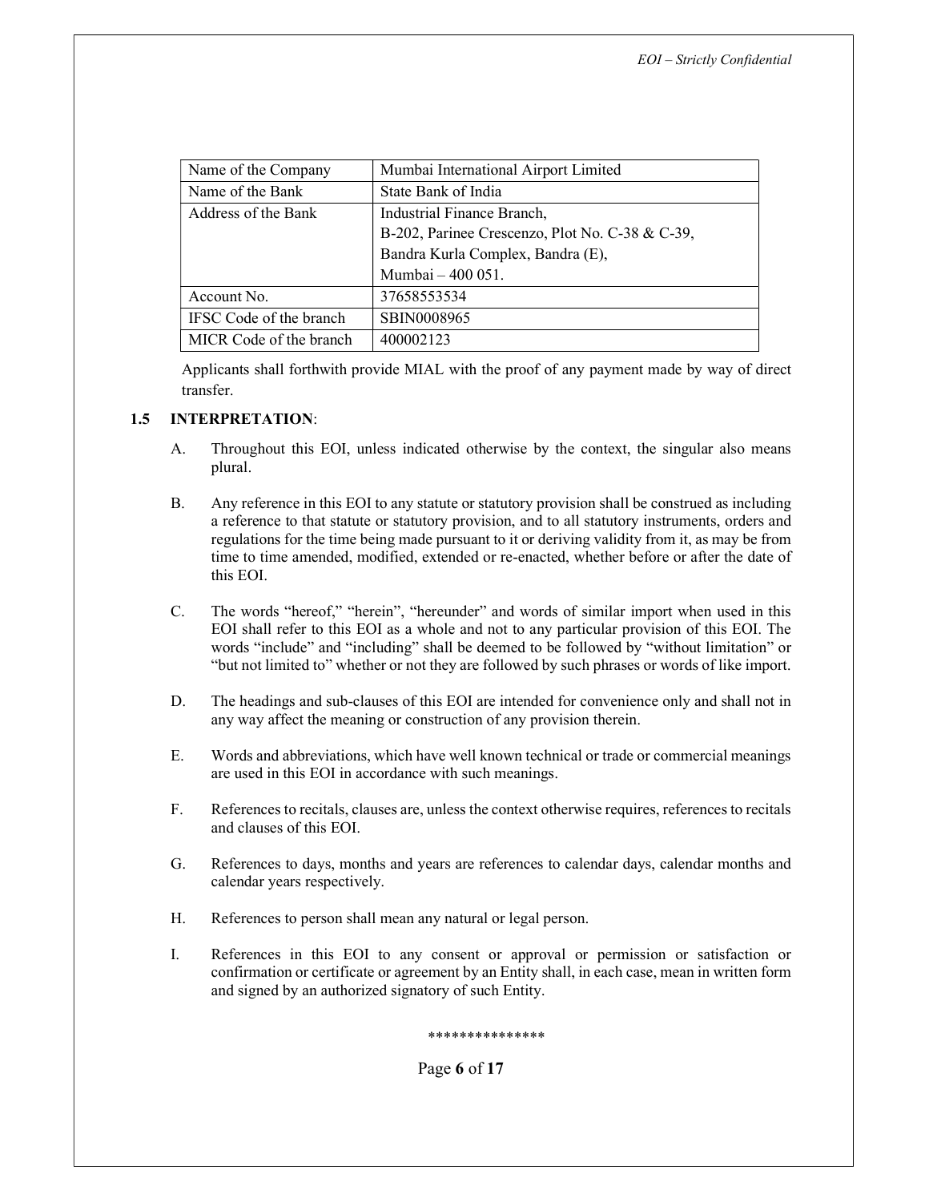| Name of the Company | Mumbai International Airport Limited |
|---|---|
| Name of the Bank | State Bank of India |
| Address of the Bank | Industrial Finance Branch,<br>B-202, Parinee Crescenzo, Plot No. C-38 & C-39,<br>Bandra Kurla Complex, Bandra (E),<br>Mumbai – 400 051. |
| Account No. | 37658553534 |
| IFSC Code of the branch | SBIN0008965 |
| MICR Code of the branch | 400002123 |

Applicants shall forthwith provide MIAL with the proof of any payment made by way of direct transfer.

### 1.5 INTERPRETATION:

A. Throughout this EOI, unless indicated otherwise by the context, the singular also means plural.

B. Any reference in this EOI to any statute or statutory provision shall be construed as including a reference to that statute or statutory provision, and to all statutory instruments, orders and regulations for the time being made pursuant to it or deriving validity from it, as may be from time to time amended, modified, extended or re-enacted, whether before or after the date of this EOI.

C. The words "hereof," "herein", "hereunder" and words of similar import when used in this EOI shall refer to this EOI as a whole and not to any particular provision of this EOI. The words "include" and "including" shall be deemed to be followed by "without limitation" or "but not limited to" whether or not they are followed by such phrases or words of like import.

D. The headings and sub-clauses of this EOI are intended for convenience only and shall not in any way affect the meaning or construction of any provision therein.

E. Words and abbreviations, which have well known technical or trade or commercial meanings are used in this EOI in accordance with such meanings.

F. References to recitals, clauses are, unless the context otherwise requires, references to recitals and clauses of this EOI.

G. References to days, months and years are references to calendar days, calendar months and calendar years respectively.

H. References to person shall mean any natural or legal person.

I. References in this EOI to any consent or approval or permission or satisfaction or confirmation or certificate or agreement by an Entity shall, in each case, mean in written form and signed by an authorized signatory of such Entity.

***************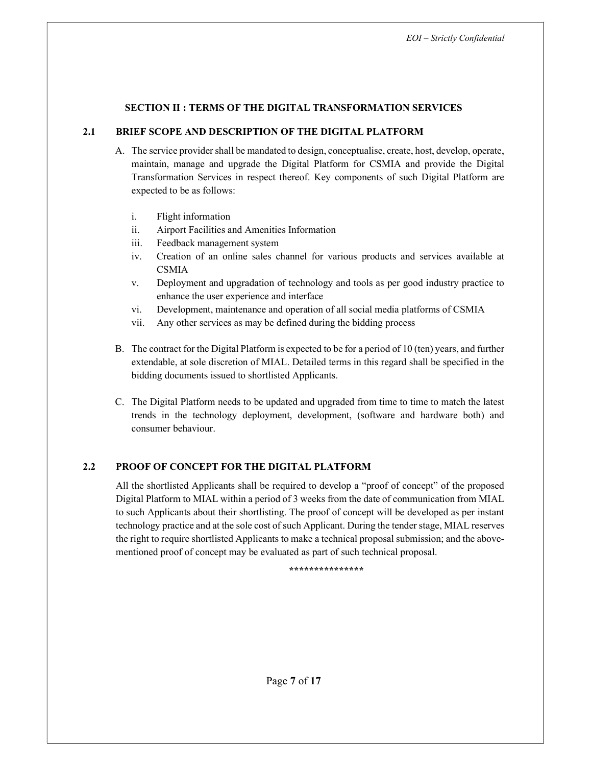## SECTION II : TERMS OF THE DIGITAL TRANSFORMATION SERVICES

### 2.1 BRIEF SCOPE AND DESCRIPTION OF THE DIGITAL PLATFORM

A. The service provider shall be mandated to design, conceptualise, create, host, develop, operate, maintain, manage and upgrade the Digital Platform for CSMIA and provide the Digital Transformation Services in respect thereof. Key components of such Digital Platform are expected to be as follows:

   i. Flight information
   ii. Airport Facilities and Amenities Information
   iii. Feedback management system
   iv. Creation of an online sales channel for various products and services available at CSMIA
   v. Deployment and upgradation of technology and tools as per good industry practice to enhance the user experience and interface
   vi. Development, maintenance and operation of all social media platforms of CSMIA
   vii. Any other services as may be defined during the bidding process

B. The contract for the Digital Platform is expected to be for a period of 10 (ten) years, and further extendable, at sole discretion of MIAL. Detailed terms in this regard shall be specified in the bidding documents issued to shortlisted Applicants.

C. The Digital Platform needs to be updated and upgraded from time to time to match the latest trends in the technology deployment, development, (software and hardware both) and consumer behaviour.

### 2.2 PROOF OF CONCEPT FOR THE DIGITAL PLATFORM

All the shortlisted Applicants shall be required to develop a "proof of concept" of the proposed Digital Platform to MIAL within a period of 3 weeks from the date of communication from MIAL to such Applicants about their shortlisting. The proof of concept will be developed as per instant technology practice and at the sole cost of such Applicant. During the tender stage, MIAL reserves the right to require shortlisted Applicants to make a technical proposal submission; and the above-mentioned proof of concept may be evaluated as part of such technical proposal.

***************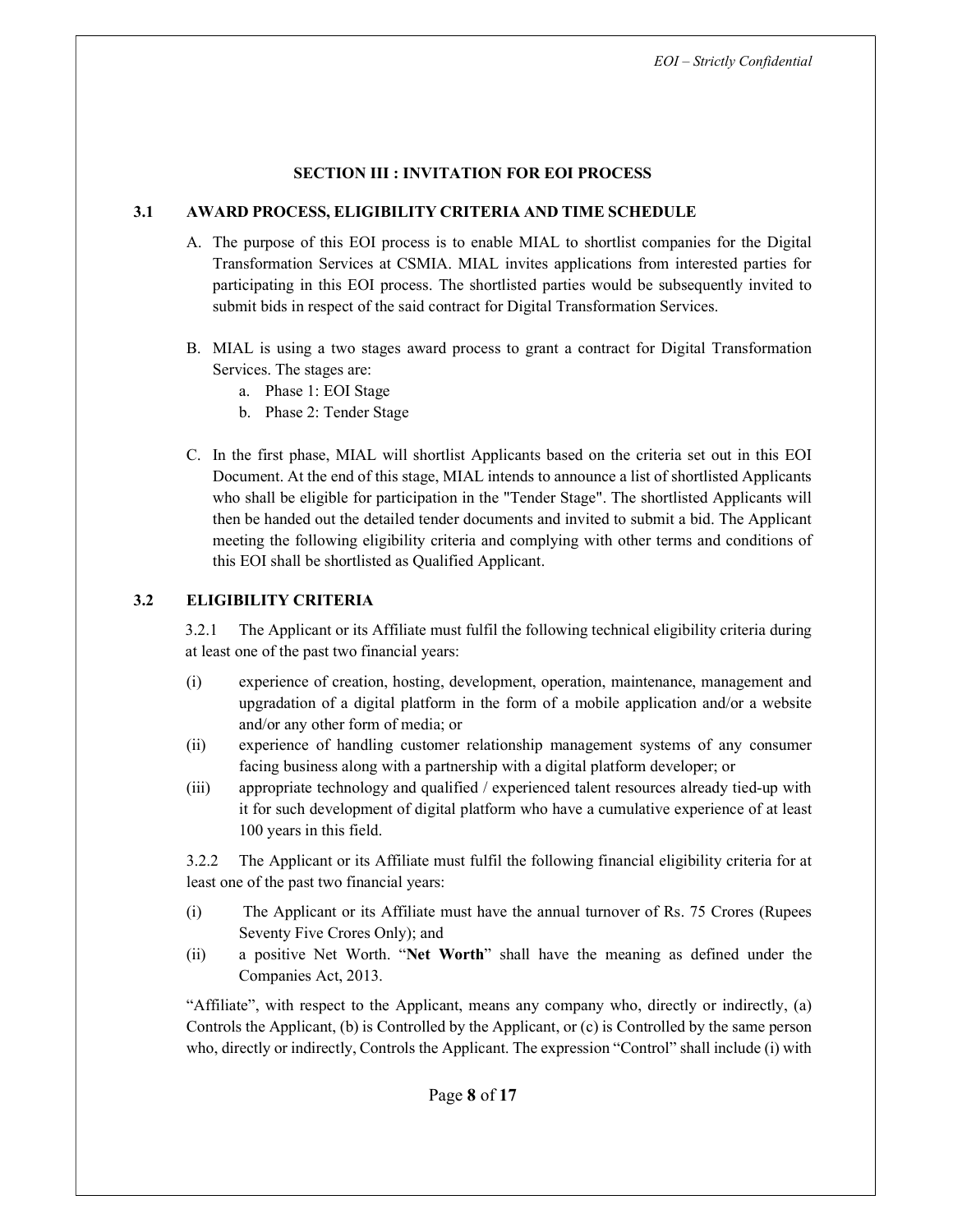## SECTION III : INVITATION FOR EOI PROCESS

### 3.1 AWARD PROCESS, ELIGIBILITY CRITERIA AND TIME SCHEDULE

A. The purpose of this EOI process is to enable MIAL to shortlist companies for the Digital Transformation Services at CSMIA. MIAL invites applications from interested parties for participating in this EOI process. The shortlisted parties would be subsequently invited to submit bids in respect of the said contract for Digital Transformation Services.

B. MIAL is using a two stages award process to grant a contract for Digital Transformation Services. The stages are:
   a. Phase 1: EOI Stage
   b. Phase 2: Tender Stage

C. In the first phase, MIAL will shortlist Applicants based on the criteria set out in this EOI Document. At the end of this stage, MIAL intends to announce a list of shortlisted Applicants who shall be eligible for participation in the "Tender Stage". The shortlisted Applicants will then be handed out the detailed tender documents and invited to submit a bid. The Applicant meeting the following eligibility criteria and complying with other terms and conditions of this EOI shall be shortlisted as Qualified Applicant.

### 3.2 ELIGIBILITY CRITERIA

3.2.1 The Applicant or its Affiliate must fulfil the following technical eligibility criteria during at least one of the past two financial years:

(i) experience of creation, hosting, development, operation, maintenance, management and upgradation of a digital platform in the form of a mobile application and/or a website and/or any other form of media; or

(ii) experience of handling customer relationship management systems of any consumer facing business along with a partnership with a digital platform developer; or

(iii) appropriate technology and qualified / experienced talent resources already tied-up with it for such development of digital platform who have a cumulative experience of at least 100 years in this field.

3.2.2 The Applicant or its Affiliate must fulfil the following financial eligibility criteria for at least one of the past two financial years:

(i) The Applicant or its Affiliate must have the annual turnover of Rs. 75 Crores (Rupees Seventy Five Crores Only); and

(ii) a positive Net Worth. "**Net Worth**" shall have the meaning as defined under the Companies Act, 2013.

"Affiliate", with respect to the Applicant, means any company who, directly or indirectly, (a) Controls the Applicant, (b) is Controlled by the Applicant, or (c) is Controlled by the same person who, directly or indirectly, Controls the Applicant. The expression "Control" shall include (i) with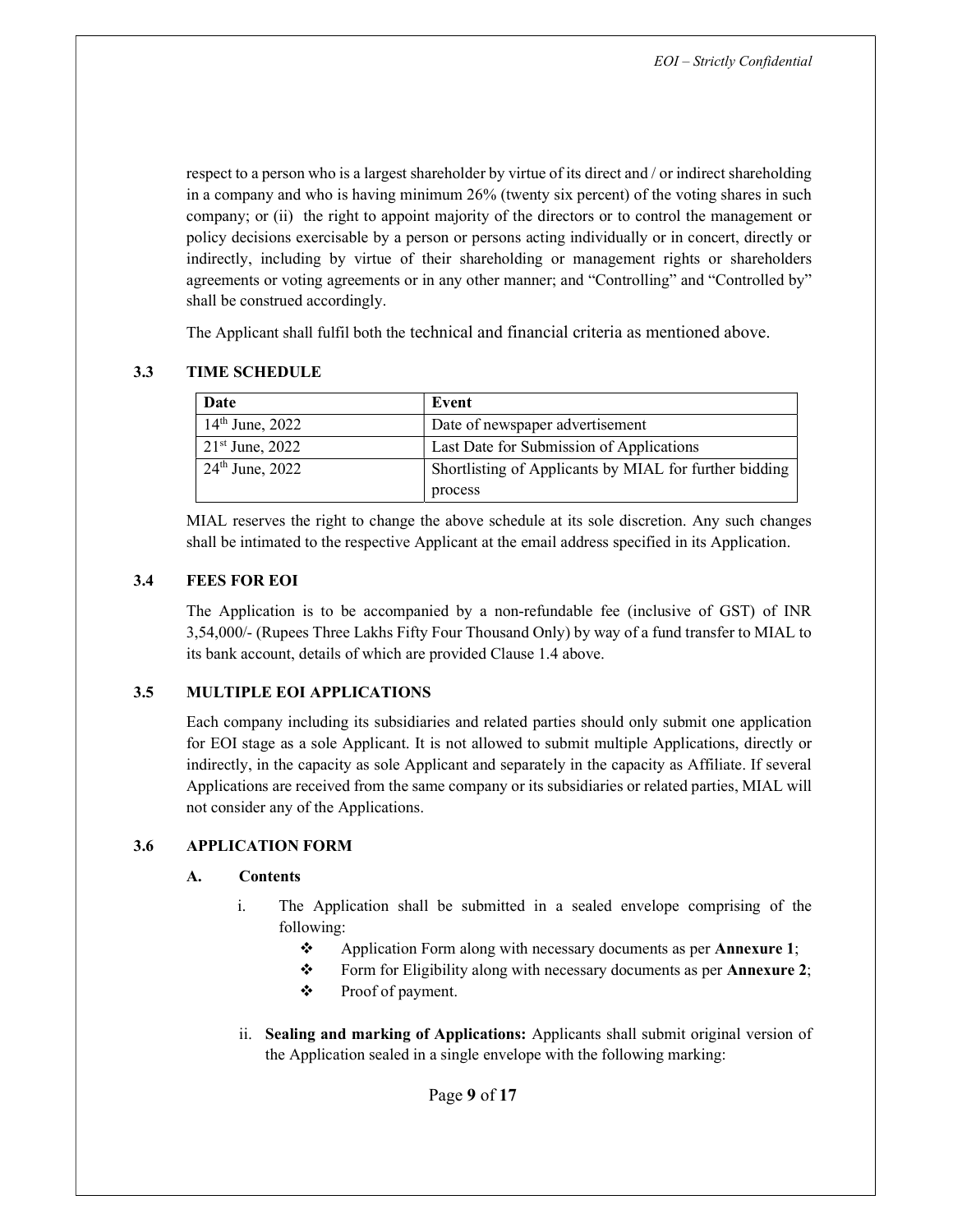respect to a person who is a largest shareholder by virtue of its direct and / or indirect shareholding in a company and who is having minimum 26% (twenty six percent) of the voting shares in such company; or (ii) the right to appoint majority of the directors or to control the management or policy decisions exercisable by a person or persons acting individually or in concert, directly or indirectly, including by virtue of their shareholding or management rights or shareholders agreements or voting agreements or in any other manner; and "Controlling" and "Controlled by" shall be construed accordingly.

The Applicant shall fulfil both the technical and financial criteria as mentioned above.

### 3.3 TIME SCHEDULE

| Date | Event |
|---|---|
| 14th June, 2022 | Date of newspaper advertisement |
| 21st June, 2022 | Last Date for Submission of Applications |
| 24th June, 2022 | Shortlisting of Applicants by MIAL for further bidding process |

MIAL reserves the right to change the above schedule at its sole discretion. Any such changes shall be intimated to the respective Applicant at the email address specified in its Application.

### 3.4 FEES FOR EOI

The Application is to be accompanied by a non-refundable fee (inclusive of GST) of INR 3,54,000/- (Rupees Three Lakhs Fifty Four Thousand Only) by way of a fund transfer to MIAL to its bank account, details of which are provided Clause 1.4 above.

### 3.5 MULTIPLE EOI APPLICATIONS

Each company including its subsidiaries and related parties should only submit one application for EOI stage as a sole Applicant. It is not allowed to submit multiple Applications, directly or indirectly, in the capacity as sole Applicant and separately in the capacity as Affiliate. If several Applications are received from the same company or its subsidiaries or related parties, MIAL will not consider any of the Applications.

### 3.6 APPLICATION FORM

#### A. Contents

i. The Application shall be submitted in a sealed envelope comprising of the following:
   - Application Form along with necessary documents as per **Annexure 1**;
   - Form for Eligibility along with necessary documents as per **Annexure 2**;
   - Proof of payment.

ii. **Sealing and marking of Applications:** Applicants shall submit original version of the Application sealed in a single envelope with the following marking: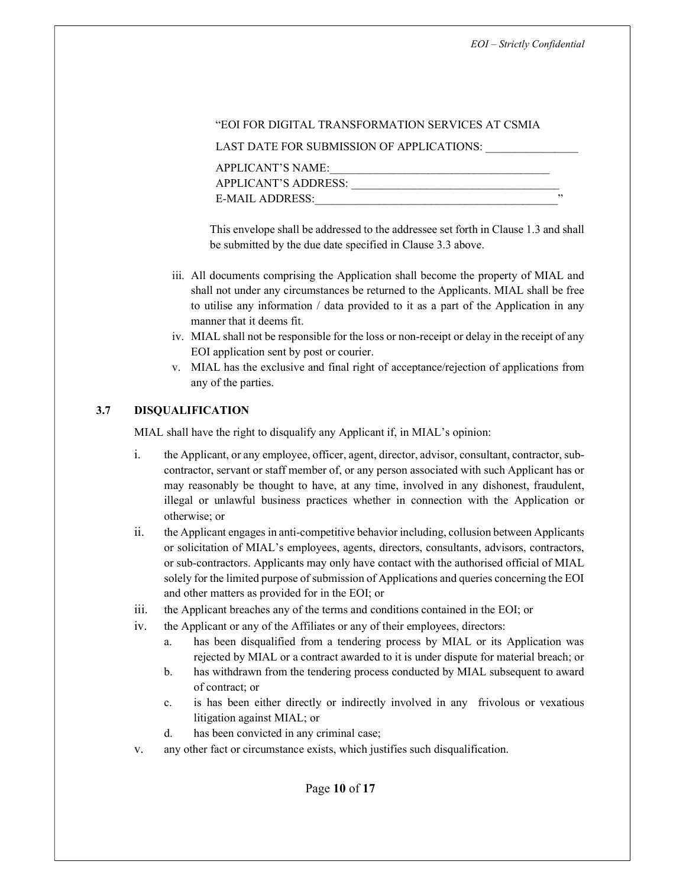"EOI FOR DIGITAL TRANSFORMATION SERVICES AT CSMIA

LAST DATE FOR SUBMISSION OF APPLICATIONS: ________________

APPLICANT'S NAME:_______________________________________
APPLICANT'S ADDRESS: ____________________________________
E-MAIL ADDRESS:___________________________________________"

This envelope shall be addressed to the addressee set forth in Clause 1.3 and shall be submitted by the due date specified in Clause 3.3 above.

iii. All documents comprising the Application shall become the property of MIAL and shall not under any circumstances be returned to the Applicants. MIAL shall be free to utilise any information / data provided to it as a part of the Application in any manner that it deems fit.
iv. MIAL shall not be responsible for the loss or non-receipt or delay in the receipt of any EOI application sent by post or courier.
v. MIAL has the exclusive and final right of acceptance/rejection of applications from any of the parties.

### 3.7 DISQUALIFICATION

MIAL shall have the right to disqualify any Applicant if, in MIAL's opinion:

i. the Applicant, or any employee, officer, agent, director, advisor, consultant, contractor, sub-contractor, servant or staff member of, or any person associated with such Applicant has or may reasonably be thought to have, at any time, involved in any dishonest, fraudulent, illegal or unlawful business practices whether in connection with the Application or otherwise; or
ii. the Applicant engages in anti-competitive behavior including, collusion between Applicants or solicitation of MIAL's employees, agents, directors, consultants, advisors, contractors, or sub-contractors. Applicants may only have contact with the authorised official of MIAL solely for the limited purpose of submission of Applications and queries concerning the EOI and other matters as provided for in the EOI; or
iii. the Applicant breaches any of the terms and conditions contained in the EOI; or
iv. the Applicant or any of the Affiliates or any of their employees, directors:
   a. has been disqualified from a tendering process by MIAL or its Application was rejected by MIAL or a contract awarded to it is under dispute for material breach; or
   b. has withdrawn from the tendering process conducted by MIAL subsequent to award of contract; or
   c. is has been either directly or indirectly involved in any frivolous or vexatious litigation against MIAL; or
   d. has been convicted in any criminal case;
v. any other fact or circumstance exists, which justifies such disqualification.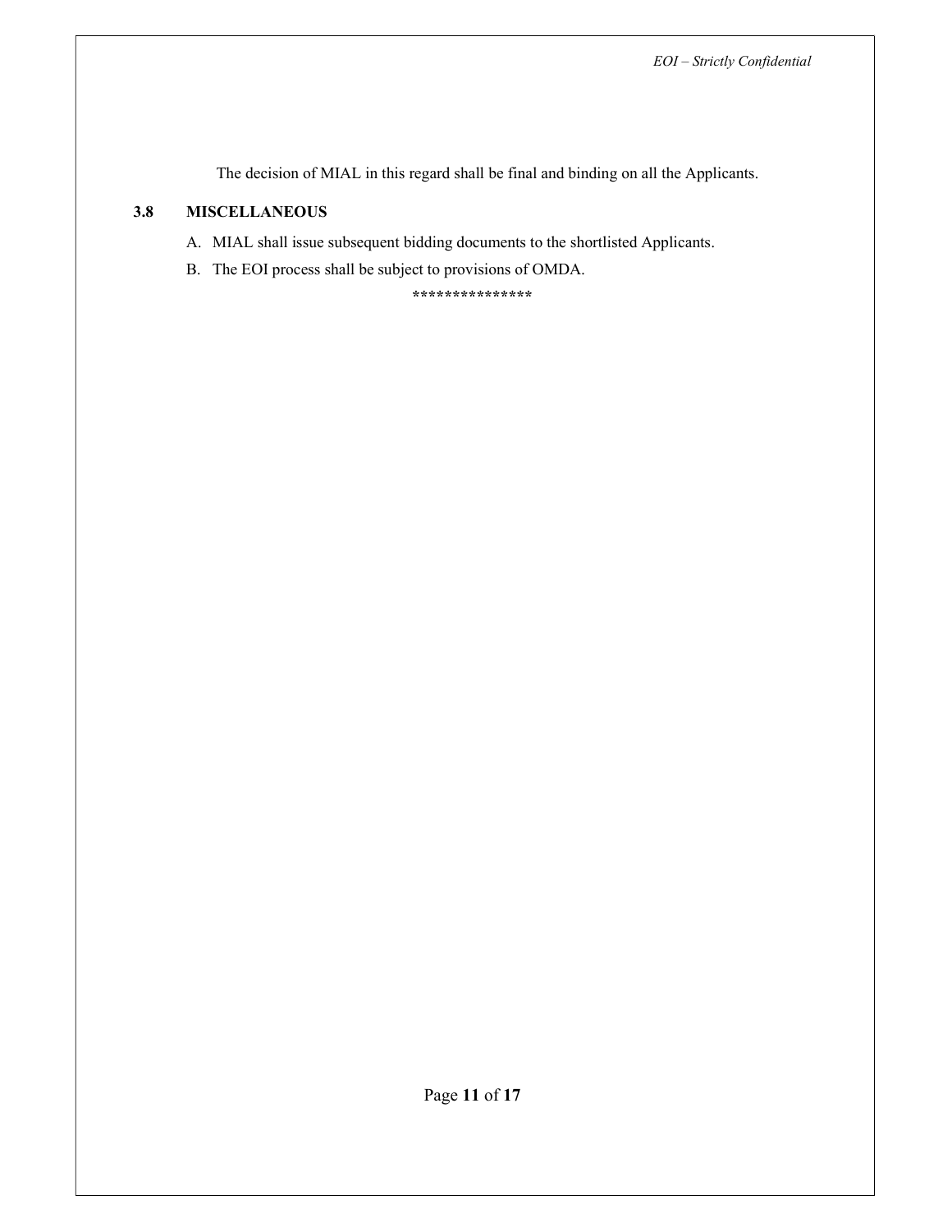The decision of MIAL in this regard shall be final and binding on all the Applicants.

### 3.8 MISCELLANEOUS

A. MIAL shall issue subsequent bidding documents to the shortlisted Applicants.

B. The EOI process shall be subject to provisions of OMDA.

***************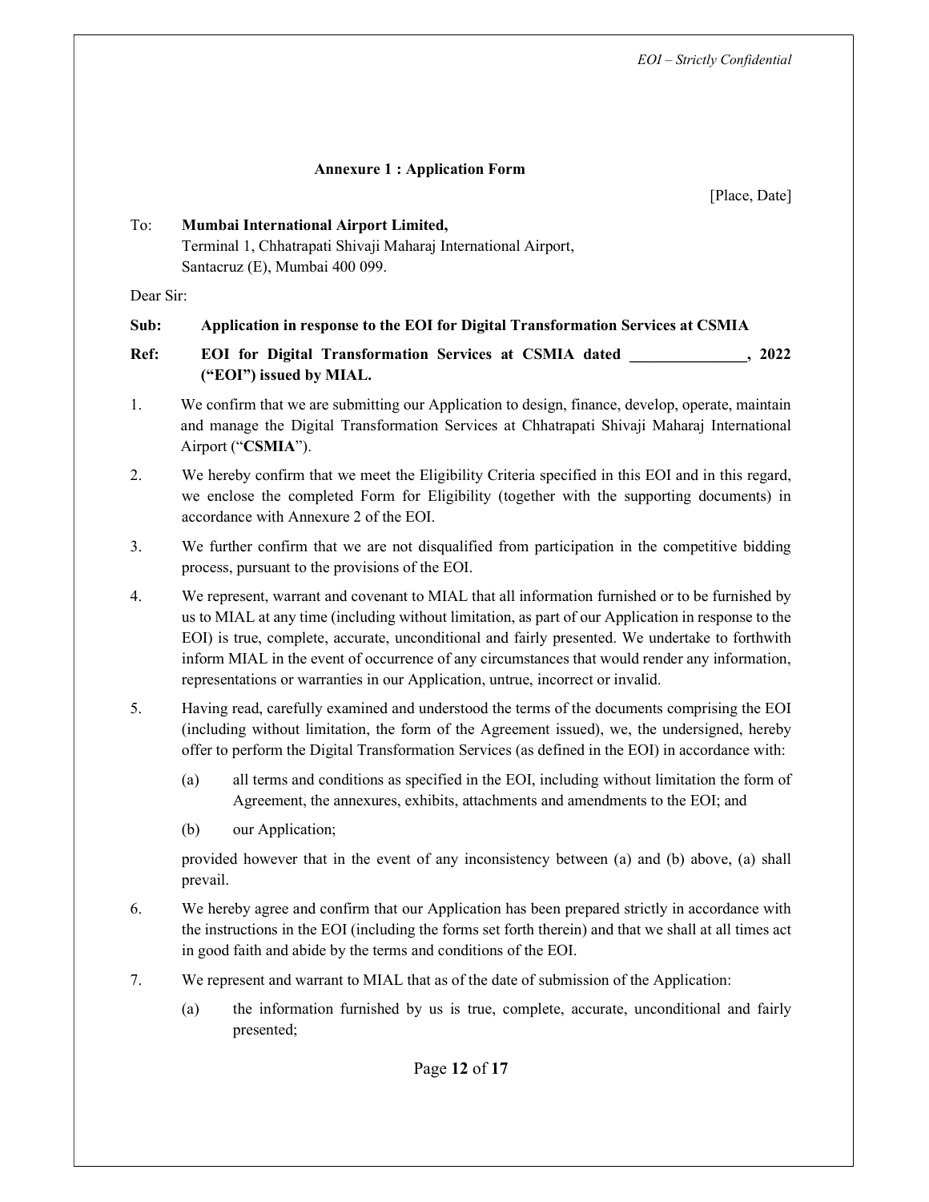**Annexure 1 : Application Form**

[Place, Date]

To: **Mumbai International Airport Limited,**
Terminal 1, Chhatrapati Shivaji Maharaj International Airport,
Santacruz (E), Mumbai 400 099.

Dear Sir:

**Sub: Application in response to the EOI for Digital Transformation Services at CSMIA**

**Ref: EOI for Digital Transformation Services at CSMIA dated _______________, 2022 ("EOI") issued by MIAL.**

1. We confirm that we are submitting our Application to design, finance, develop, operate, maintain and manage the Digital Transformation Services at Chhatrapati Shivaji Maharaj International Airport ("**CSMIA**").

2. We hereby confirm that we meet the Eligibility Criteria specified in this EOI and in this regard, we enclose the completed Form for Eligibility (together with the supporting documents) in accordance with Annexure 2 of the EOI.

3. We further confirm that we are not disqualified from participation in the competitive bidding process, pursuant to the provisions of the EOI.

4. We represent, warrant and covenant to MIAL that all information furnished or to be furnished by us to MIAL at any time (including without limitation, as part of our Application in response to the EOI) is true, complete, accurate, unconditional and fairly presented. We undertake to forthwith inform MIAL in the event of occurrence of any circumstances that would render any information, representations or warranties in our Application, untrue, incorrect or invalid.

5. Having read, carefully examined and understood the terms of the documents comprising the EOI (including without limitation, the form of the Agreement issued), we, the undersigned, hereby offer to perform the Digital Transformation Services (as defined in the EOI) in accordance with:

   (a) all terms and conditions as specified in the EOI, including without limitation the form of Agreement, the annexures, exhibits, attachments and amendments to the EOI; and

   (b) our Application;

   provided however that in the event of any inconsistency between (a) and (b) above, (a) shall prevail.

6. We hereby agree and confirm that our Application has been prepared strictly in accordance with the instructions in the EOI (including the forms set forth therein) and that we shall at all times act in good faith and abide by the terms and conditions of the EOI.

7. We represent and warrant to MIAL that as of the date of submission of the Application:

   (a) the information furnished by us is true, complete, accurate, unconditional and fairly presented;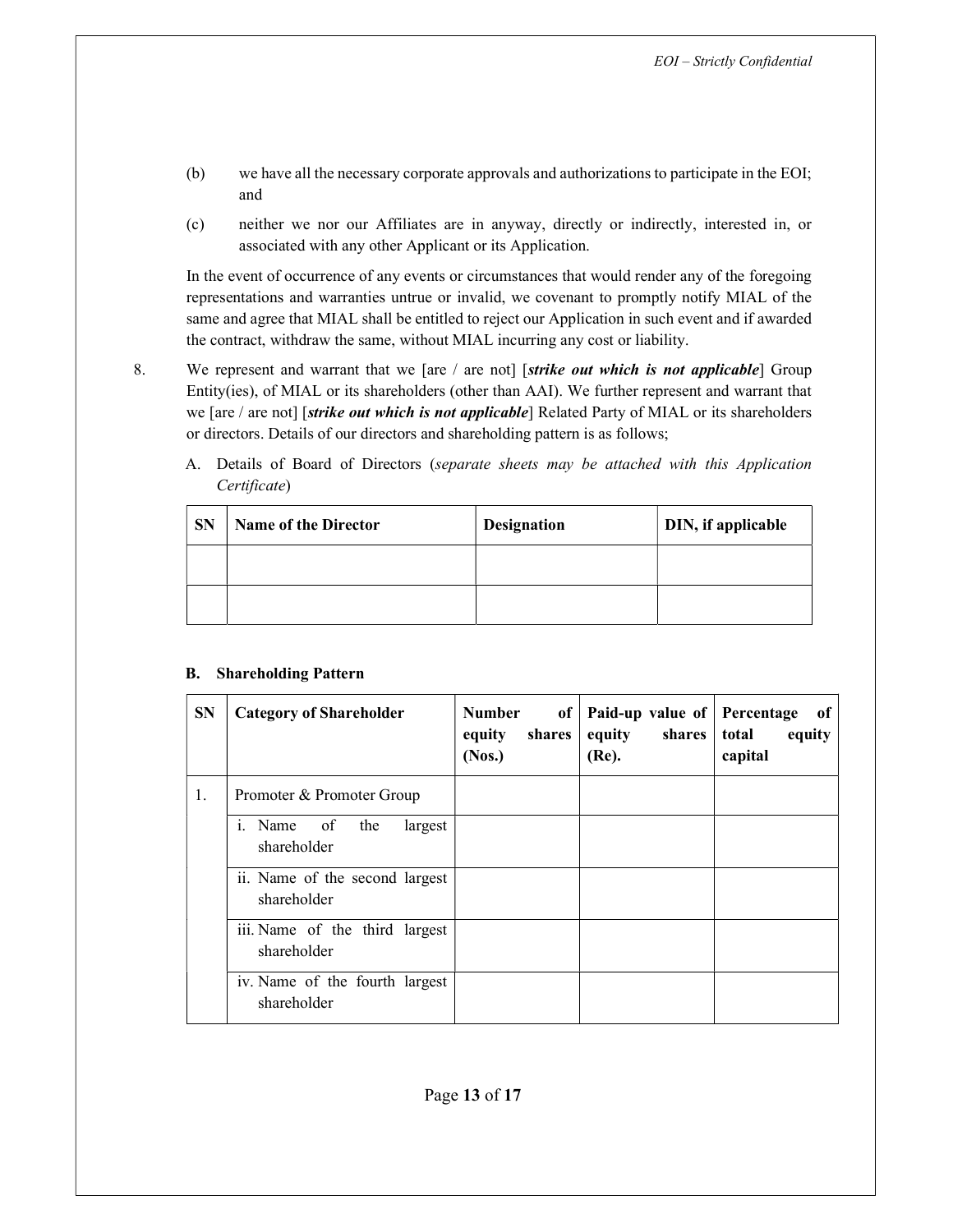(b) we have all the necessary corporate approvals and authorizations to participate in the EOI; and

(c) neither we nor our Affiliates are in anyway, directly or indirectly, interested in, or associated with any other Applicant or its Application.

In the event of occurrence of any events or circumstances that would render any of the foregoing representations and warranties untrue or invalid, we covenant to promptly notify MIAL of the same and agree that MIAL shall be entitled to reject our Application in such event and if awarded the contract, withdraw the same, without MIAL incurring any cost or liability.

8. We represent and warrant that we [are / are not] [***strike out which is not applicable***] Group Entity(ies), of MIAL or its shareholders (other than AAI). We further represent and warrant that we [are / are not] [***strike out which is not applicable***] Related Party of MIAL or its shareholders or directors. Details of our directors and shareholding pattern is as follows;

A. Details of Board of Directors (*separate sheets may be attached with this Application Certificate*)

| SN | Name of the Director | Designation | DIN, if applicable |
|---|---|---|---|
| | | | |
| | | | |

**B. Shareholding Pattern**

| SN | Category of Shareholder | Number of equity shares (Nos.) | Paid-up value of equity shares (Re). | Percentage of total equity capital |
|---|---|---|---|---|
| 1. | Promoter & Promoter Group | | | |
| | i. Name of the largest shareholder | | | |
| | ii. Name of the second largest shareholder | | | |
| | iii. Name of the third largest shareholder | | | |
| | iv. Name of the fourth largest shareholder | | | |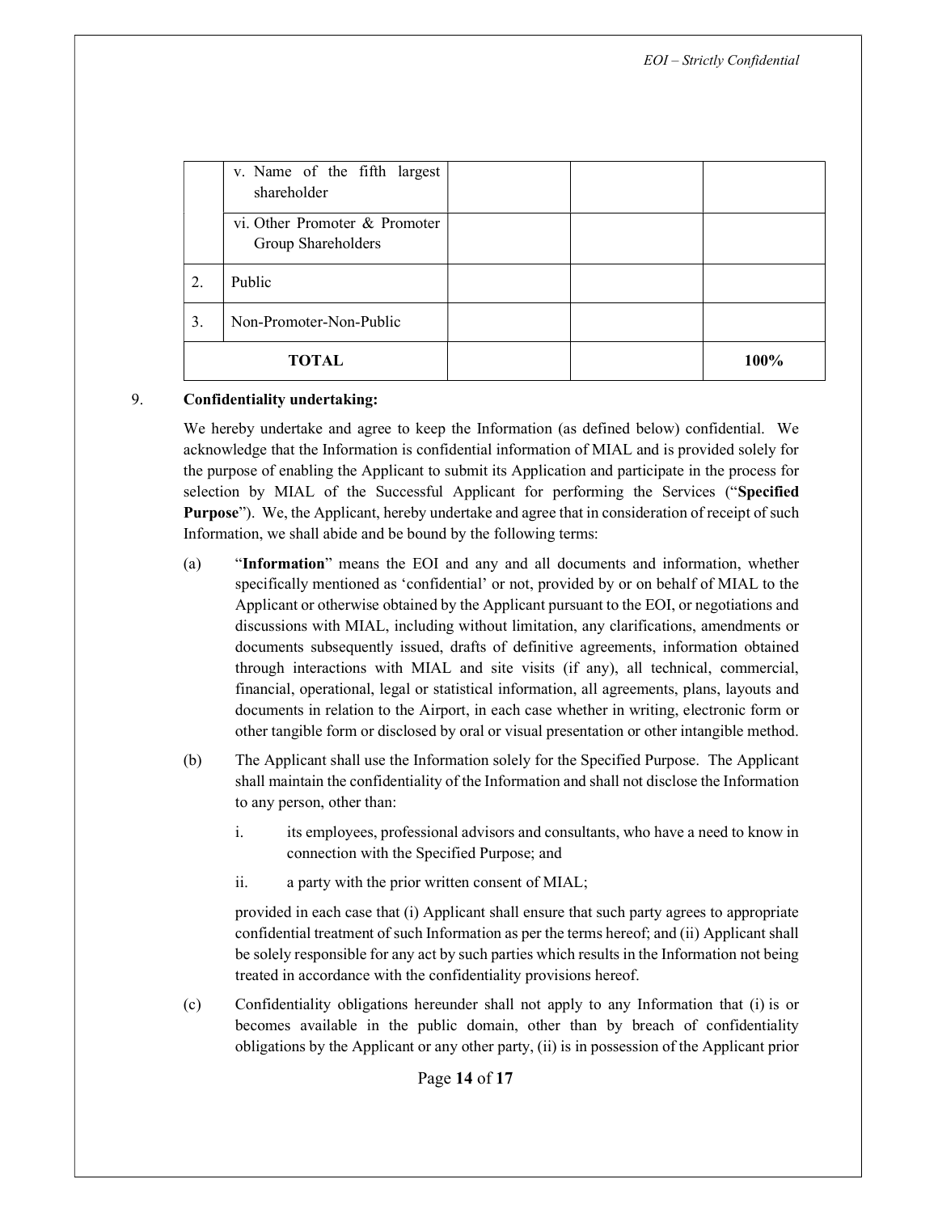| | | | | |
|---|---|---|---|---|
| | v. Name of the fifth largest shareholder | | | |
| | vi. Other Promoter & Promoter Group Shareholders | | | |
| 2. | Public | | | |
| 3. | Non-Promoter-Non-Public | | | |
| | **TOTAL** | | | **100%** |

9. **Confidentiality undertaking:**

We hereby undertake and agree to keep the Information (as defined below) confidential. We acknowledge that the Information is confidential information of MIAL and is provided solely for the purpose of enabling the Applicant to submit its Application and participate in the process for selection by MIAL of the Successful Applicant for performing the Services ("**Specified Purpose**"). We, the Applicant, hereby undertake and agree that in consideration of receipt of such Information, we shall abide and be bound by the following terms:

(a) "**Information**" means the EOI and any and all documents and information, whether specifically mentioned as 'confidential' or not, provided by or on behalf of MIAL to the Applicant or otherwise obtained by the Applicant pursuant to the EOI, or negotiations and discussions with MIAL, including without limitation, any clarifications, amendments or documents subsequently issued, drafts of definitive agreements, information obtained through interactions with MIAL and site visits (if any), all technical, commercial, financial, operational, legal or statistical information, all agreements, plans, layouts and documents in relation to the Airport, in each case whether in writing, electronic form or other tangible form or disclosed by oral or visual presentation or other intangible method.

(b) The Applicant shall use the Information solely for the Specified Purpose. The Applicant shall maintain the confidentiality of the Information and shall not disclose the Information to any person, other than:

i. its employees, professional advisors and consultants, who have a need to know in connection with the Specified Purpose; and

ii. a party with the prior written consent of MIAL;

provided in each case that (i) Applicant shall ensure that such party agrees to appropriate confidential treatment of such Information as per the terms hereof; and (ii) Applicant shall be solely responsible for any act by such parties which results in the Information not being treated in accordance with the confidentiality provisions hereof.

(c) Confidentiality obligations hereunder shall not apply to any Information that (i) is or becomes available in the public domain, other than by breach of confidentiality obligations by the Applicant or any other party, (ii) is in possession of the Applicant prior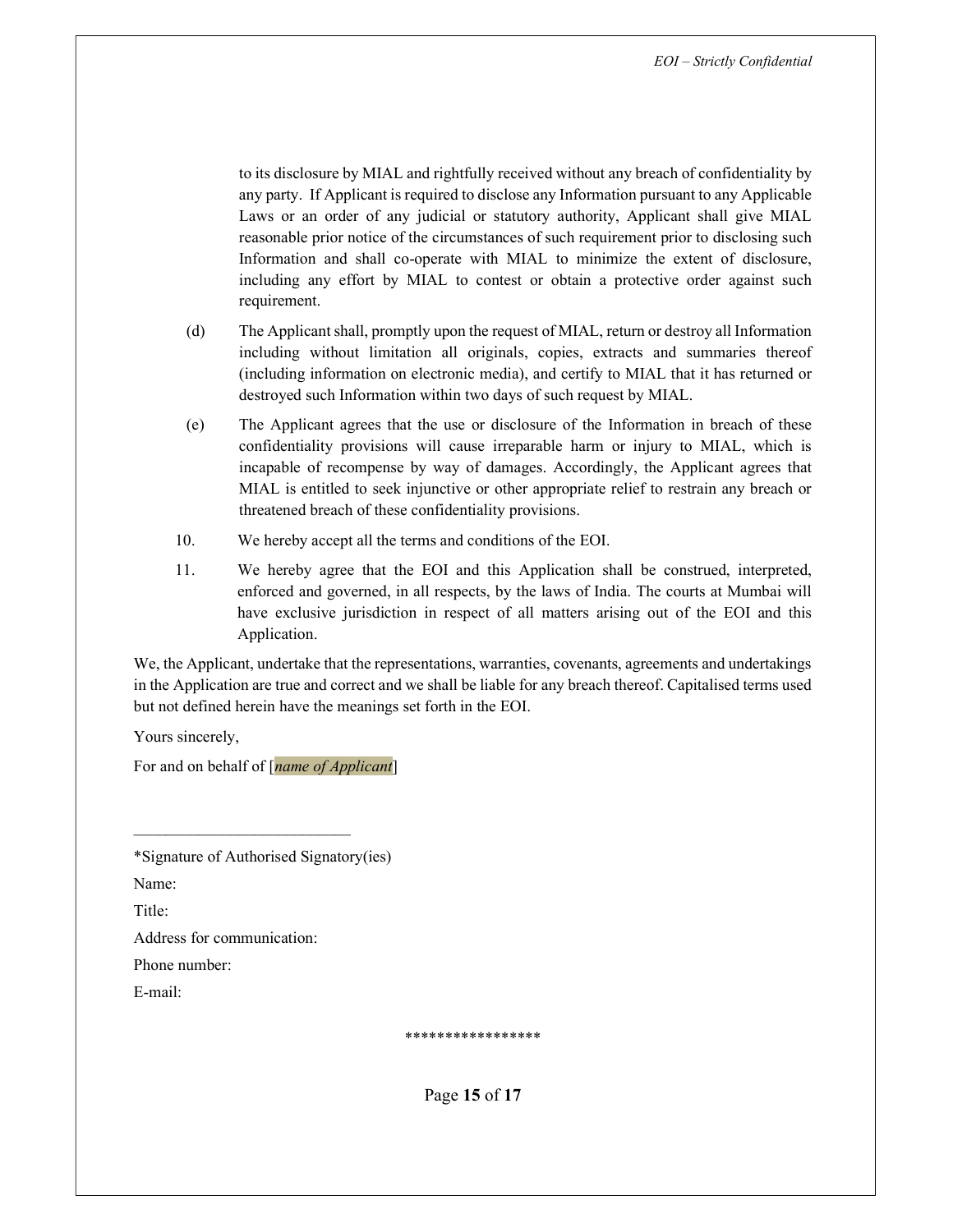to its disclosure by MIAL and rightfully received without any breach of confidentiality by any party. If Applicant is required to disclose any Information pursuant to any Applicable Laws or an order of any judicial or statutory authority, Applicant shall give MIAL reasonable prior notice of the circumstances of such requirement prior to disclosing such Information and shall co-operate with MIAL to minimize the extent of disclosure, including any effort by MIAL to contest or obtain a protective order against such requirement.

(d) The Applicant shall, promptly upon the request of MIAL, return or destroy all Information including without limitation all originals, copies, extracts and summaries thereof (including information on electronic media), and certify to MIAL that it has returned or destroyed such Information within two days of such request by MIAL.

(e) The Applicant agrees that the use or disclosure of the Information in breach of these confidentiality provisions will cause irreparable harm or injury to MIAL, which is incapable of recompense by way of damages. Accordingly, the Applicant agrees that MIAL is entitled to seek injunctive or other appropriate relief to restrain any breach or threatened breach of these confidentiality provisions.

10. We hereby accept all the terms and conditions of the EOI.

11. We hereby agree that the EOI and this Application shall be construed, interpreted, enforced and governed, in all respects, by the laws of India. The courts at Mumbai will have exclusive jurisdiction in respect of all matters arising out of the EOI and this Application.

We, the Applicant, undertake that the representations, warranties, covenants, agreements and undertakings in the Application are true and correct and we shall be liable for any breach thereof. Capitalised terms used but not defined herein have the meanings set forth in the EOI.

Yours sincerely,

For and on behalf of [*name of Applicant*]

___________________________

*Signature of Authorised Signatory(ies)

Name:

Title:

Address for communication:

Phone number:

E-mail:

*****************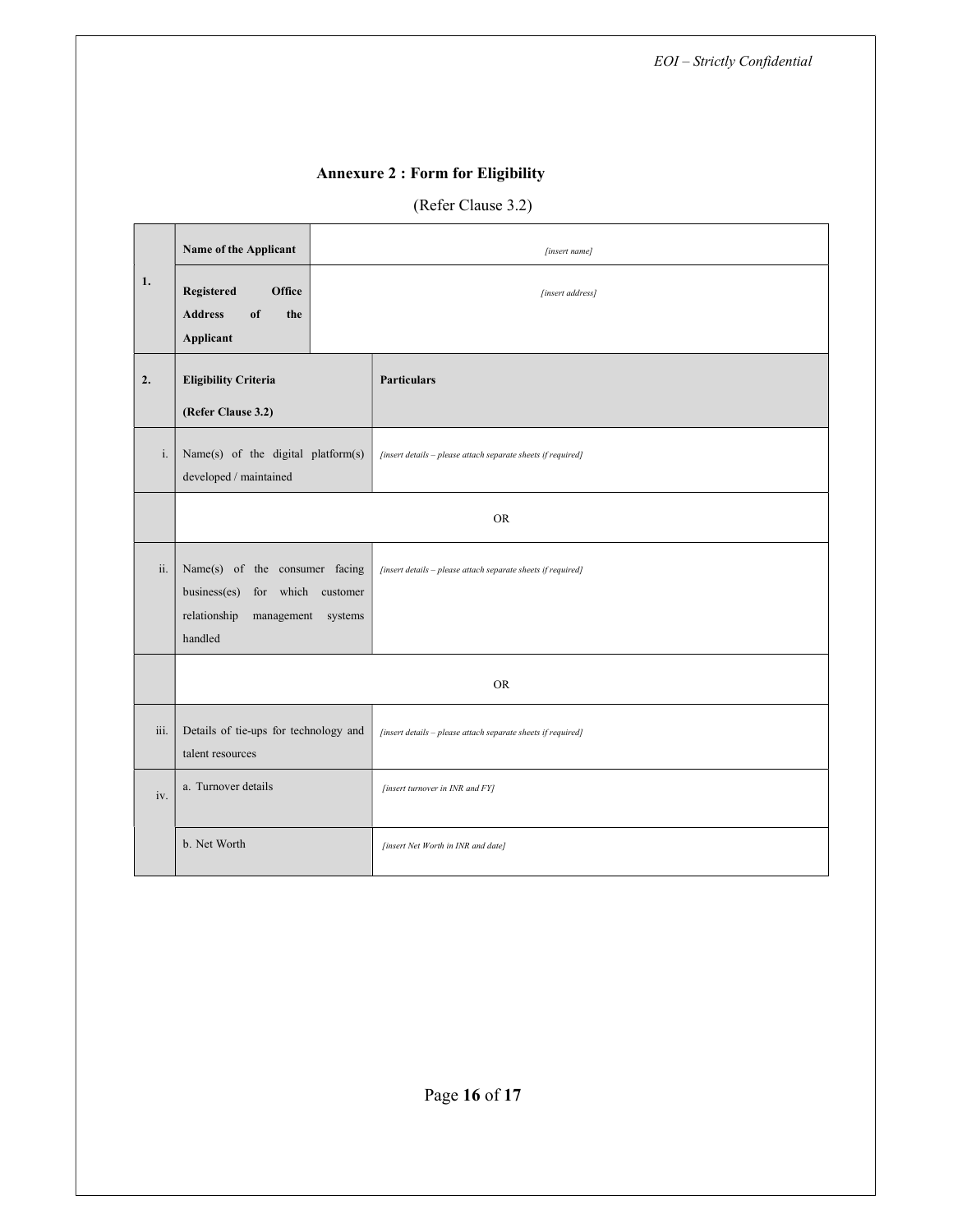## Annexure 2 : Form for Eligibility

(Refer Clause 3.2)

| | | |
|---|---|---|
| **1.** | **Name of the Applicant** | *[insert name]* |
| | **Registered Office Address of the Applicant** | *[insert address]* |
| **2.** | **Eligibility Criteria (Refer Clause 3.2)** | **Particulars** |
| i. | Name(s) of the digital platform(s) developed / maintained | *[insert details – please attach separate sheets if required]* |
| | OR | |
| ii. | Name(s) of the consumer facing business(es) for which customer relationship management systems handled | *[insert details – please attach separate sheets if required]* |
| | OR | |
| iii. | Details of tie-ups for technology and talent resources | *[insert details – please attach separate sheets if required]* |
| iv. | a. Turnover details | *[insert turnover in INR and FY]* |
| | b. Net Worth | *[insert Net Worth in INR and date]* |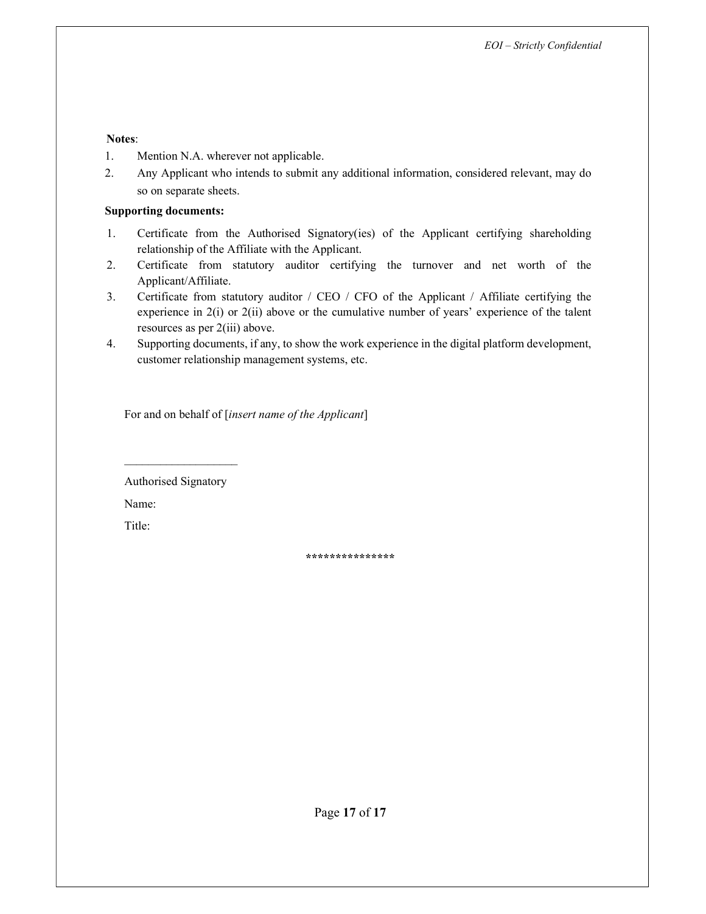**Notes**:

1. Mention N.A. wherever not applicable.
2. Any Applicant who intends to submit any additional information, considered relevant, may do so on separate sheets.

**Supporting documents:**

1. Certificate from the Authorised Signatory(ies) of the Applicant certifying shareholding relationship of the Affiliate with the Applicant.
2. Certificate from statutory auditor certifying the turnover and net worth of the Applicant/Affiliate.
3. Certificate from statutory auditor / CEO / CFO of the Applicant / Affiliate certifying the experience in 2(i) or 2(ii) above or the cumulative number of years' experience of the talent resources as per 2(iii) above.
4. Supporting documents, if any, to show the work experience in the digital platform development, customer relationship management systems, etc.

For and on behalf of [*insert name of the Applicant*]

___________________

Authorised Signatory

Name:

Title:

***************